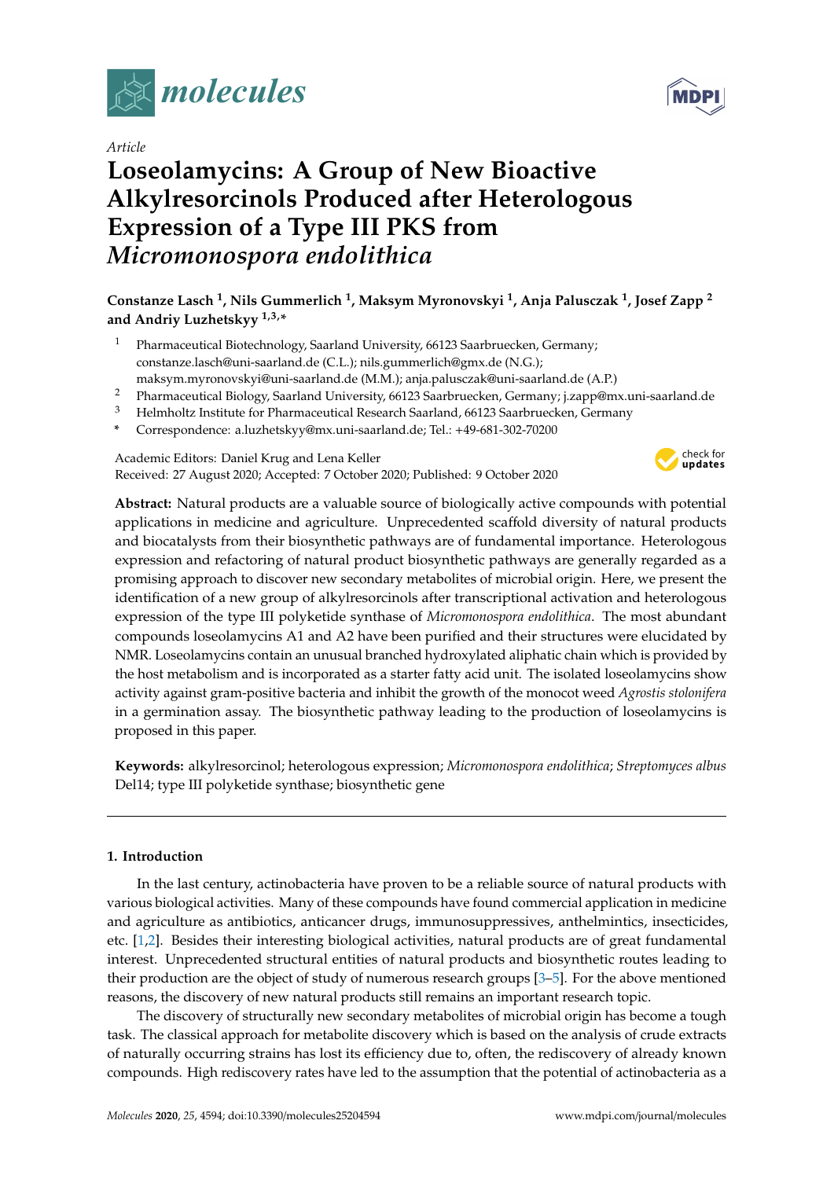*Article*

# Loseolamycins: A Group of New Bioactive Alkylresorcinols Produced after Heterologous Expression of a Type III PKS from *Micromonospora endolithica*

**Constanze Lasch [1], Nils Gummerlich [1], Maksym Myronovskyi [1], Anja Palusczak [1], Josef Zapp [2] and Andriy Luzhetskyy [1,3,*]**

1. Pharmaceutical Biotechnology, Saarland University, 66123 Saarbruecken, Germany; constanze.lasch@uni-saarland.de (C.L.); nils.gummerlich@gmx.de (N.G.); maksym.myronovskyi@uni-saarland.de (M.M.); anja.palusczak@uni-saarland.de (A.P.)
2. Pharmaceutical Biology, Saarland University, 66123 Saarbruecken, Germany; j.zapp@mx.uni-saarland.de
3. Helmholtz Institute for Pharmaceutical Research Saarland, 66123 Saarbruecken, Germany

\* Correspondence: a.luzhetskyy@mx.uni-saarland.de; Tel.: +49-681-302-70200

Academic Editors: Daniel Krug and Lena Keller
Received: 27 August 2020; Accepted: 7 October 2020; Published: 9 October 2020

**Abstract:** Natural products are a valuable source of biologically active compounds with potential applications in medicine and agriculture. Unprecedented scaffold diversity of natural products and biocatalysts from their biosynthetic pathways are of fundamental importance. Heterologous expression and refactoring of natural product biosynthetic pathways are generally regarded as a promising approach to discover new secondary metabolites of microbial origin. Here, we present the identification of a new group of alkylresorcinols after transcriptional activation and heterologous expression of the type III polyketide synthase of *Micromonospora endolithica*. The most abundant compounds loseolamycins A1 and A2 have been purified and their structures were elucidated by NMR. Loseolamycins contain an unusual branched hydroxylated aliphatic chain which is provided by the host metabolism and is incorporated as a starter fatty acid unit. The isolated loseolamycins show activity against gram-positive bacteria and inhibit the growth of the monocot weed *Agrostis stolonifera* in a germination assay. The biosynthetic pathway leading to the production of loseolamycins is proposed in this paper.

**Keywords:** alkylresorcinol; heterologous expression; *Micromonospora endolithica*; *Streptomyces albus* Del14; type III polyketide synthase; biosynthetic gene

## 1. Introduction

In the last century, actinobacteria have proven to be a reliable source of natural products with various biological activities. Many of these compounds have found commercial application in medicine and agriculture as antibiotics, anticancer drugs, immunosuppressives, anthelmintics, insecticides, etc. [1,2]. Besides their interesting biological activities, natural products are of great fundamental interest. Unprecedented structural entities of natural products and biosynthetic routes leading to their production are the object of study of numerous research groups [3–5]. For the above mentioned reasons, the discovery of new natural products still remains an important research topic.

The discovery of structurally new secondary metabolites of microbial origin has become a tough task. The classical approach for metabolite discovery which is based on the analysis of crude extracts of naturally occurring strains has lost its efficiency due to, often, the rediscovery of already known compounds. High rediscovery rates have led to the assumption that the potential of actinobacteria as a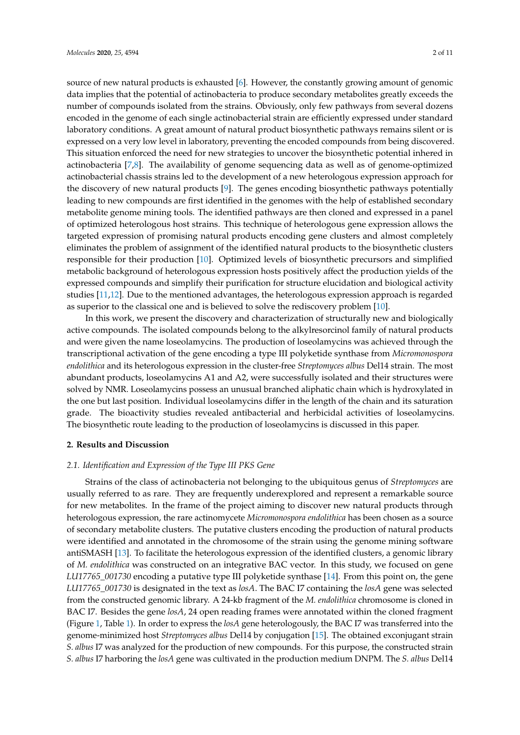source of new natural products is exhausted [6]. However, the constantly growing amount of genomic data implies that the potential of actinobacteria to produce secondary metabolites greatly exceeds the number of compounds isolated from the strains. Obviously, only few pathways from several dozens encoded in the genome of each single actinobacterial strain are efficiently expressed under standard laboratory conditions. A great amount of natural product biosynthetic pathways remains silent or is expressed on a very low level in laboratory, preventing the encoded compounds from being discovered. This situation enforced the need for new strategies to uncover the biosynthetic potential inhered in actinobacteria [7,8]. The availability of genome sequencing data as well as of genome-optimized actinobacterial chassis strains led to the development of a new heterologous expression approach for the discovery of new natural products [9]. The genes encoding biosynthetic pathways potentially leading to new compounds are first identified in the genomes with the help of established secondary metabolite genome mining tools. The identified pathways are then cloned and expressed in a panel of optimized heterologous host strains. This technique of heterologous gene expression allows the targeted expression of promising natural products encoding gene clusters and almost completely eliminates the problem of assignment of the identified natural products to the biosynthetic clusters responsible for their production [10]. Optimized levels of biosynthetic precursors and simplified metabolic background of heterologous expression hosts positively affect the production yields of the expressed compounds and simplify their purification for structure elucidation and biological activity studies [11,12]. Due to the mentioned advantages, the heterologous expression approach is regarded as superior to the classical one and is believed to solve the rediscovery problem [10].

In this work, we present the discovery and characterization of structurally new and biologically active compounds. The isolated compounds belong to the alkylresorcinol family of natural products and were given the name loseolamycins. The production of loseolamycins was achieved through the transcriptional activation of the gene encoding a type III polyketide synthase from *Micromonospora endolithica* and its heterologous expression in the cluster-free *Streptomyces albus* Del14 strain. The most abundant products, loseolamycins A1 and A2, were successfully isolated and their structures were solved by NMR. Loseolamycins possess an unusual branched aliphatic chain which is hydroxylated in the one but last position. Individual loseolamycins differ in the length of the chain and its saturation grade. The bioactivity studies revealed antibacterial and herbicidal activities of loseolamycins. The biosynthetic route leading to the production of loseolamycins is discussed in this paper.

## 2. Results and Discussion

### *2.1. Identification and Expression of the Type III PKS Gene*

Strains of the class of actinobacteria not belonging to the ubiquitous genus of *Streptomyces* are usually referred to as rare. They are frequently underexplored and represent a remarkable source for new metabolites. In the frame of the project aiming to discover new natural products through heterologous expression, the rare actinomycete *Micromonospora endolithica* has been chosen as a source of secondary metabolite clusters. The putative clusters encoding the production of natural products were identified and annotated in the chromosome of the strain using the genome mining software antiSMASH [13]. To facilitate the heterologous expression of the identified clusters, a genomic library of *M. endolithica* was constructed on an integrative BAC vector. In this study, we focused on gene *LU17765_001730* encoding a putative type III polyketide synthase [14]. From this point on, the gene *LU17765_001730* is designated in the text as *losA*. The BAC I7 containing the *losA* gene was selected from the constructed genomic library. A 24-kb fragment of the *M. endolithica* chromosome is cloned in BAC I7. Besides the gene *losA*, 24 open reading frames were annotated within the cloned fragment (Figure 1, Table 1). In order to express the *losA* gene heterologously, the BAC I7 was transferred into the genome-minimized host *Streptomyces albus* Del14 by conjugation [15]. The obtained exconjugant strain *S. albus* I7 was analyzed for the production of new compounds. For this purpose, the constructed strain *S. albus* I7 harboring the *losA* gene was cultivated in the production medium DNPM. The *S. albus* Del14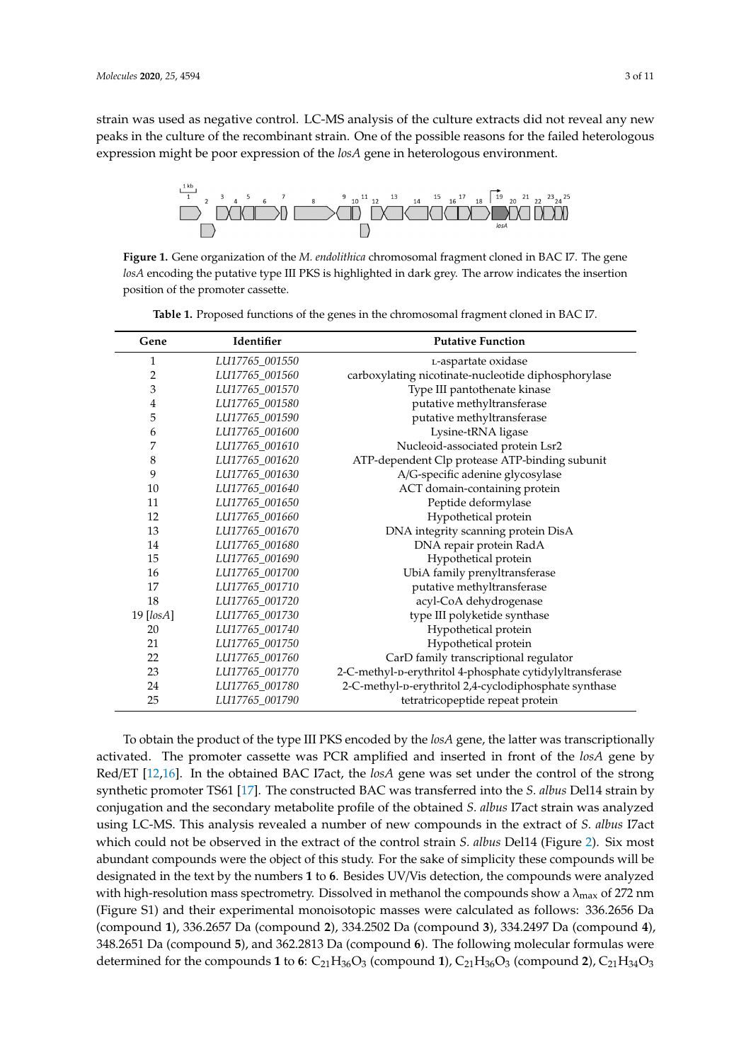strain was used as negative control. LC-MS analysis of the culture extracts did not reveal any new peaks in the culture of the recombinant strain. One of the possible reasons for the failed heterologous expression might be poor expression of the *losA* gene in heterologous environment.

**Figure 1.** Gene organization of the *M. endolithica* chromosomal fragment cloned in BAC I7. The gene *losA* encoding the putative type III PKS is highlighted in dark grey. The arrow indicates the insertion position of the promoter cassette.

**Table 1.** Proposed functions of the genes in the chromosomal fragment cloned in BAC I7.

| Gene | Identifier | Putative Function |
|---|---|---|
| 1 | *LU17765_001550* | L-aspartate oxidase |
| 2 | *LU17765_001560* | carboxylating nicotinate-nucleotide diphosphorylase |
| 3 | *LU17765_001570* | Type III pantothenate kinase |
| 4 | *LU17765_001580* | putative methyltransferase |
| 5 | *LU17765_001590* | putative methyltransferase |
| 6 | *LU17765_001600* | Lysine-tRNA ligase |
| 7 | *LU17765_001610* | Nucleoid-associated protein Lsr2 |
| 8 | *LU17765_001620* | ATP-dependent Clp protease ATP-binding subunit |
| 9 | *LU17765_001630* | A/G-specific adenine glycosylase |
| 10 | *LU17765_001640* | ACT domain-containing protein |
| 11 | *LU17765_001650* | Peptide deformylase |
| 12 | *LU17765_001660* | Hypothetical protein |
| 13 | *LU17765_001670* | DNA integrity scanning protein DisA |
| 14 | *LU17765_001680* | DNA repair protein RadA |
| 15 | *LU17765_001690* | Hypothetical protein |
| 16 | *LU17765_001700* | UbiA family prenyltransferase |
| 17 | *LU17765_001710* | putative methyltransferase |
| 18 | *LU17765_001720* | acyl-CoA dehydrogenase |
| 19 [*losA*] | *LU17765_001730* | type III polyketide synthase |
| 20 | *LU17765_001740* | Hypothetical protein |
| 21 | *LU17765_001750* | Hypothetical protein |
| 22 | *LU17765_001760* | CarD family transcriptional regulator |
| 23 | *LU17765_001770* | 2-C-methyl-D-erythritol 4-phosphate cytidylyltransferase |
| 24 | *LU17765_001780* | 2-C-methyl-D-erythritol 2,4-cyclodiphosphate synthase |
| 25 | *LU17765_001790* | tetratricopeptide repeat protein |

To obtain the product of the type III PKS encoded by the *losA* gene, the latter was transcriptionally activated. The promoter cassette was PCR amplified and inserted in front of the *losA* gene by Red/ET [12,16]. In the obtained BAC I7act, the *losA* gene was set under the control of the strong synthetic promoter TS61 [17]. The constructed BAC was transferred into the *S. albus* Del14 strain by conjugation and the secondary metabolite profile of the obtained *S. albus* I7act strain was analyzed using LC-MS. This analysis revealed a number of new compounds in the extract of *S. albus* I7act which could not be observed in the extract of the control strain *S. albus* Del14 (Figure 2). Six most abundant compounds were the object of this study. For the sake of simplicity these compounds will be designated in the text by the numbers **1** to **6**. Besides UV/Vis detection, the compounds were analyzed with high-resolution mass spectrometry. Dissolved in methanol the compounds show a $\lambda_{max}$ of 272 nm (Figure S1) and their experimental monoisotopic masses were calculated as follows: 336.2656 Da (compound **1**), 336.2657 Da (compound **2**), 334.2502 Da (compound **3**), 334.2497 Da (compound **4**), 348.2651 Da (compound **5**), and 362.2813 Da (compound **6**). The following molecular formulas were determined for the compounds **1** to **6**: $C_{21}H_{36}O_3$ (compound **1**), $C_{21}H_{36}O_3$ (compound **2**), $C_{21}H_{34}O_3$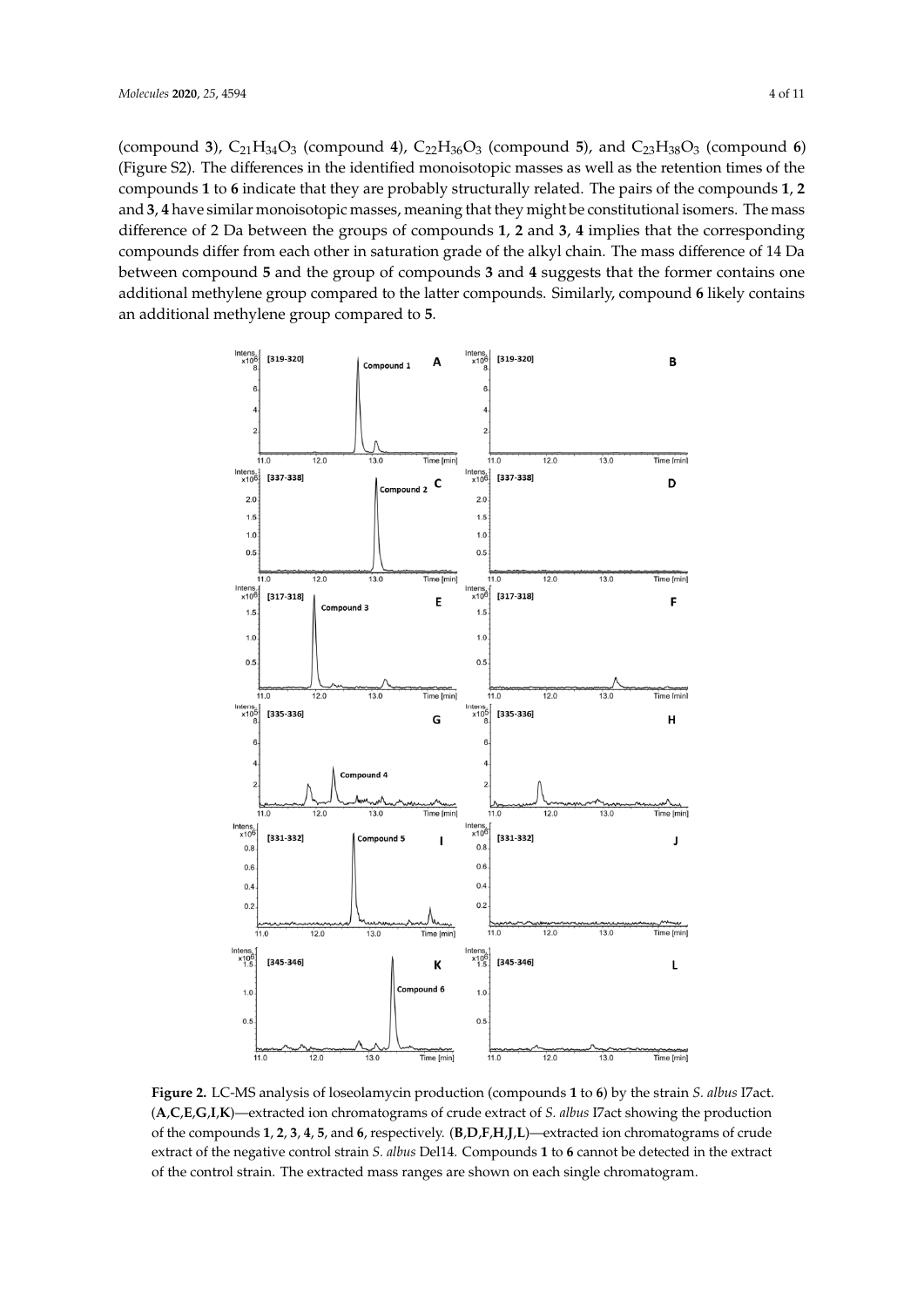(compound **3**), $C_{21}H_{34}O_3$ (compound **4**), $C_{22}H_{36}O_3$ (compound **5**), and $C_{23}H_{38}O_3$ (compound **6**) (Figure S2). The differences in the identified monoisotopic masses as well as the retention times of the compounds **1** to **6** indicate that they are probably structurally related. The pairs of the compounds **1**, **2** and **3**, **4** have similar monoisotopic masses, meaning that they might be constitutional isomers. The mass difference of 2 Da between the groups of compounds **1**, **2** and **3**, **4** implies that the corresponding compounds differ from each other in saturation grade of the alkyl chain. The mass difference of 14 Da between compound **5** and the group of compounds **3** and **4** suggests that the former contains one additional methylene group compared to the latter compounds. Similarly, compound **6** likely contains an additional methylene group compared to **5**.

**Figure 2.** LC-MS analysis of loseolamycin production (compounds **1** to **6**) by the strain *S. albus* I7act. (**A**,**C**,**E**,**G**,**I**,**K**)—extracted ion chromatograms of crude extract of *S. albus* I7act showing the production of the compounds **1**, **2**, **3**, **4**, **5**, and **6**, respectively. (**B**,**D**,**F**,**H**,**J**,**L**)—extracted ion chromatograms of crude extract of the negative control strain *S. albus* Del14. Compounds **1** to **6** cannot be detected in the extract of the control strain. The extracted mass ranges are shown on each single chromatogram.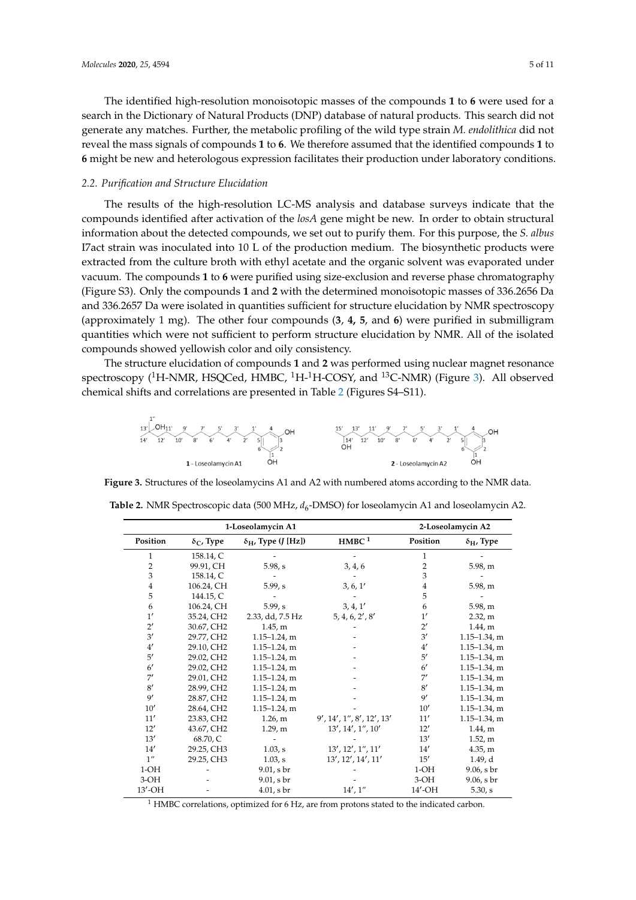The identified high-resolution monoisotopic masses of the compounds **1** to **6** were used for a search in the Dictionary of Natural Products (DNP) database of natural products. This search did not generate any matches. Further, the metabolic profiling of the wild type strain *M. endolithica* did not reveal the mass signals of compounds **1** to **6**. We therefore assumed that the identified compounds **1** to **6** might be new and heterologous expression facilitates their production under laboratory conditions.

### *2.2. Purification and Structure Elucidation*

The results of the high-resolution LC-MS analysis and database surveys indicate that the compounds identified after activation of the *losA* gene might be new. In order to obtain structural information about the detected compounds, we set out to purify them. For this purpose, the *S. albus* I7act strain was inoculated into 10 L of the production medium. The biosynthetic products were extracted from the culture broth with ethyl acetate and the organic solvent was evaporated under vacuum. The compounds **1** to **6** were purified using size-exclusion and reverse phase chromatography (Figure S3). Only the compounds **1** and **2** with the determined monoisotopic masses of 336.2656 Da and 336.2657 Da were isolated in quantities sufficient for structure elucidation by NMR spectroscopy (approximately 1 mg). The other four compounds (**3**, **4,** **5**, and **6**) were purified in submilligram quantities which were not sufficient to perform structure elucidation by NMR. All of the isolated compounds showed yellowish color and oily consistency.

The structure elucidation of compounds **1** and **2** was performed using nuclear magnet resonance spectroscopy ($^{1}$H-NMR, HSQCed, HMBC, $^{1}$H-$^{1}$H-COSY, and $^{13}$C-NMR) (Figure 3). All observed chemical shifts and correlations are presented in Table 2 (Figures S4–S11).

**Figure 3.** Structures of the loseolamycins A1 and A2 with numbered atoms according to the NMR data.

**Table 2.** NMR Spectroscopic data (500 MHz, $d_6$-DMSO) for loseolamycin A1 and loseolamycin A2.

| 1-Loseolamycin A1 | | | | 2-Loseolamycin A2 | |
|---|---|---|---|---|---|
| Position | $\delta_C$, Type | $\delta_H$, Type ($J$ [Hz]) | HMBC [1] | Position | $\delta_H$, Type |
| 1 | 158.14, C | - | - | 1 | - |
| 2 | 99.91, CH | 5.98, s | 3, 4, 6 | 2 | 5.98, m |
| 3 | 158.14, C | - | - | 3 | - |
| 4 | 106.24, CH | 5.99, s | 3, 6, 1′ | 4 | 5.98, m |
| 5 | 144.15, C | - | - | 5 | - |
| 6 | 106.24, CH | 5.99, s | 3, 4, 1′ | 6 | 5.98, m |
| 1′ | 35.24, CH2 | 2.33, dd, 7.5 Hz | 5, 4, 6, 2′, 8′ | 1′ | 2.32, m |
| 2′ | 30.67, CH2 | 1.45, m | - | 2′ | 1.44, m |
| 3′ | 29.77, CH2 | 1.15–1.24, m | - | 3′ | 1.15–1.34, m |
| 4′ | 29.10, CH2 | 1.15–1.24, m | - | 4′ | 1.15–1.34, m |
| 5′ | 29.02, CH2 | 1.15–1.24, m | - | 5′ | 1.15–1.34, m |
| 6′ | 29.02, CH2 | 1.15–1.24, m | - | 6′ | 1.15–1.34, m |
| 7′ | 29.01, CH2 | 1.15–1.24, m | - | 7′ | 1.15–1.34, m |
| 8′ | 28.99, CH2 | 1.15–1.24, m | - | 8′ | 1.15–1.34, m |
| 9′ | 28.87, CH2 | 1.15–1.24, m | - | 9′ | 1.15–1.34, m |
| 10′ | 28.64, CH2 | 1.15–1.24, m | - | 10′ | 1.15–1.34, m |
| 11′ | 23.83, CH2 | 1.26, m | 9′, 14′, 1″, 8′, 12′, 13′ | 11′ | 1.15–1.34, m |
| 12′ | 43.67, CH2 | 1.29, m | 13′, 14′, 1″, 10′ | 12′ | 1.44, m |
| 13′ | 68.70, C | - | - | 13′ | 1.52, m |
| 14′ | 29.25, CH3 | 1.03, s | 13′, 12′, 1″, 11′ | 14′ | 4.35, m |
| 1″ | 29.25, CH3 | 1.03, s | 13′, 12′, 14′, 11′ | 15′ | 1.49, d |
| 1-OH | - | 9.01, s br | - | 1-OH | 9.06, s br |
| 3-OH | - | 9.01, s br | - | 3-OH | 9.06, s br |
| 13′-OH | - | 4.01, s br | 14′, 1″ | 14′-OH | 5.30, s |

[1] HMBC correlations, optimized for 6 Hz, are from protons stated to the indicated carbon.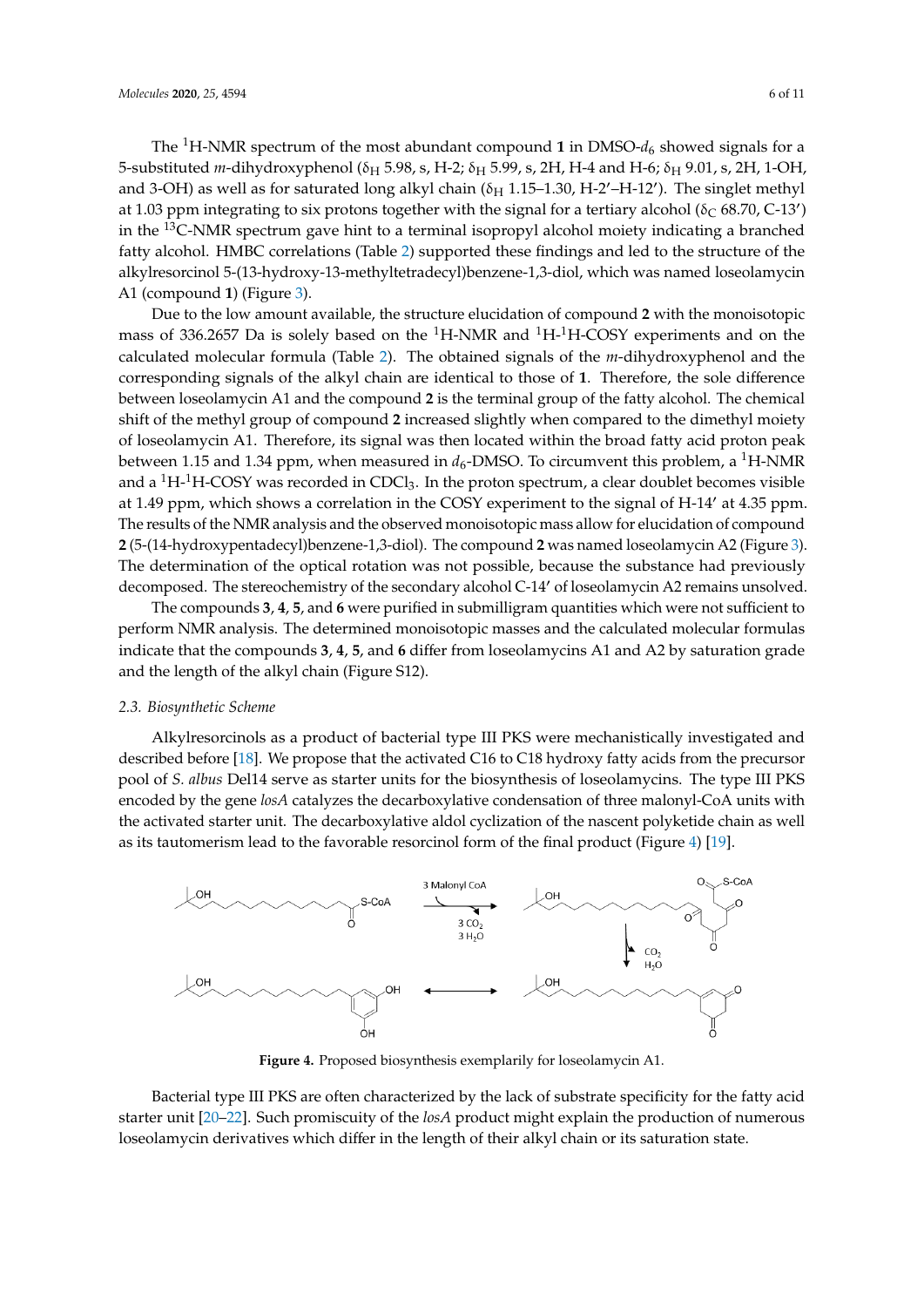The $^1$H-NMR spectrum of the most abundant compound **1** in DMSO-$d_6$ showed signals for a 5-substituted *m*-dihydroxyphenol ($\delta_H$ 5.98, s, H-2; $\delta_H$ 5.99, s, 2H, H-4 and H-6; $\delta_H$ 9.01, s, 2H, 1-OH, and 3-OH) as well as for saturated long alkyl chain ($\delta_H$ 1.15–1.30, H-2′–H-12′). The singlet methyl at 1.03 ppm integrating to six protons together with the signal for a tertiary alcohol ($\delta_C$ 68.70, C-13′) in the $^{13}$C-NMR spectrum gave hint to a terminal isopropyl alcohol moiety indicating a branched fatty alcohol. HMBC correlations (Table 2) supported these findings and led to the structure of the alkylresorcinol 5-(13-hydroxy-13-methyltetradecyl)benzene-1,3-diol, which was named loseolamycin A1 (compound **1**) (Figure 3).

Due to the low amount available, the structure elucidation of compound **2** with the monoisotopic mass of 336.2657 Da is solely based on the $^1$H-NMR and $^1$H-$^1$H-COSY experiments and on the calculated molecular formula (Table 2). The obtained signals of the *m*-dihydroxyphenol and the corresponding signals of the alkyl chain are identical to those of **1**. Therefore, the sole difference between loseolamycin A1 and the compound **2** is the terminal group of the fatty alcohol. The chemical shift of the methyl group of compound **2** increased slightly when compared to the dimethyl moiety of loseolamycin A1. Therefore, its signal was then located within the broad fatty acid proton peak between 1.15 and 1.34 ppm, when measured in $d_6$-DMSO. To circumvent this problem, a $^1$H-NMR and a $^1$H-$^1$H-COSY was recorded in $CDCl_3$. In the proton spectrum, a clear doublet becomes visible at 1.49 ppm, which shows a correlation in the COSY experiment to the signal of H-14′ at 4.35 ppm. The results of the NMR analysis and the observed monoisotopic mass allow for elucidation of compound **2** (5-(14-hydroxypentadecyl)benzene-1,3-diol). The compound **2** was named loseolamycin A2 (Figure 3). The determination of the optical rotation was not possible, because the substance had previously decomposed. The stereochemistry of the secondary alcohol C-14′ of loseolamycin A2 remains unsolved.

The compounds **3**, **4**, **5**, and **6** were purified in submilligram quantities which were not sufficient to perform NMR analysis. The determined monoisotopic masses and the calculated molecular formulas indicate that the compounds **3**, **4**, **5**, and **6** differ from loseolamycins A1 and A2 by saturation grade and the length of the alkyl chain (Figure S12).

### 2.3. Biosynthetic Scheme

Alkylresorcinols as a product of bacterial type III PKS were mechanistically investigated and described before [18]. We propose that the activated C16 to C18 hydroxy fatty acids from the precursor pool of *S. albus* Del14 serve as starter units for the biosynthesis of loseolamycins. The type III PKS encoded by the gene *losA* catalyzes the decarboxylative condensation of three malonyl-CoA units with the activated starter unit. The decarboxylative aldol cyclization of the nascent polyketide chain as well as its tautomerism lead to the favorable resorcinol form of the final product (Figure 4) [19].

**Figure 4.** Proposed biosynthesis exemplarily for loseolamycin A1.

Bacterial type III PKS are often characterized by the lack of substrate specificity for the fatty acid starter unit [20–22]. Such promiscuity of the *losA* product might explain the production of numerous loseolamycin derivatives which differ in the length of their alkyl chain or its saturation state.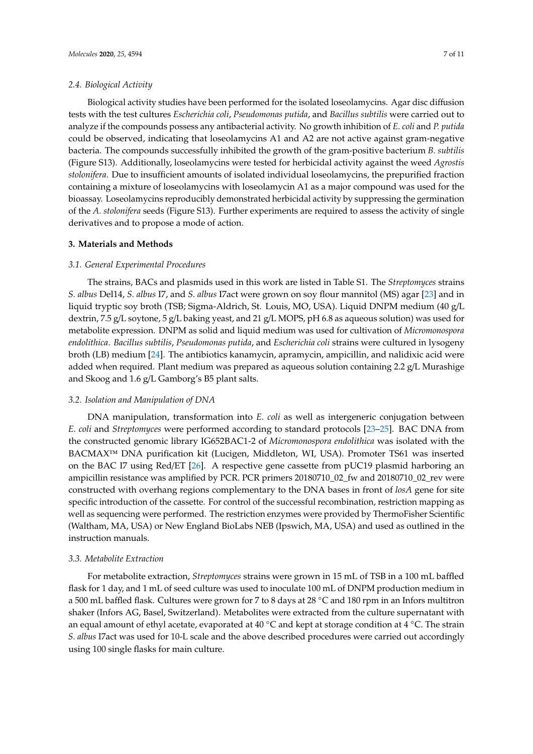### 2.4. Biological Activity

Biological activity studies have been performed for the isolated loseolamycins. Agar disc diffusion tests with the test cultures *Escherichia coli*, *Pseudomonas putida*, and *Bacillus subtilis* were carried out to analyze if the compounds possess any antibacterial activity. No growth inhibition of *E. coli* and *P. putida* could be observed, indicating that loseolamycins A1 and A2 are not active against gram-negative bacteria. The compounds successfully inhibited the growth of the gram-positive bacterium *B. subtilis* (Figure S13). Additionally, loseolamycins were tested for herbicidal activity against the weed *Agrostis stolonifera*. Due to insufficient amounts of isolated individual loseolamycins, the prepurified fraction containing a mixture of loseolamycins with loseolamycin A1 as a major compound was used for the bioassay. Loseolamycins reproducibly demonstrated herbicidal activity by suppressing the germination of the *A. stolonifera* seeds (Figure S13). Further experiments are required to assess the activity of single derivatives and to propose a mode of action.

## 3. Materials and Methods

### 3.1. General Experimental Procedures

The strains, BACs and plasmids used in this work are listed in Table S1. The *Streptomyces* strains *S. albus* Del14, *S. albus* I7, and *S. albus* I7act were grown on soy flour mannitol (MS) agar [23] and in liquid tryptic soy broth (TSB; Sigma-Aldrich, St. Louis, MO, USA). Liquid DNPM medium (40 g/L dextrin, 7.5 g/L soytone, 5 g/L baking yeast, and 21 g/L MOPS, pH 6.8 as aqueous solution) was used for metabolite expression. DNPM as solid and liquid medium was used for cultivation of *Micromonospora endolithica*. *Bacillus subtilis*, *Pseudomonas putida*, and *Escherichia coli* strains were cultured in lysogeny broth (LB) medium [24]. The antibiotics kanamycin, apramycin, ampicillin, and nalidixic acid were added when required. Plant medium was prepared as aqueous solution containing 2.2 g/L Murashige and Skoog and 1.6 g/L Gamborg's B5 plant salts.

### 3.2. Isolation and Manipulation of DNA

DNA manipulation, transformation into *E. coli* as well as intergeneric conjugation between *E. coli* and *Streptomyces* were performed according to standard protocols [23–25]. BAC DNA from the constructed genomic library IG652BAC1-2 of *Micromonospora endolithica* was isolated with the BACMAX™ DNA purification kit (Lucigen, Middleton, WI, USA). Promoter TS61 was inserted on the BAC I7 using Red/ET [26]. A respective gene cassette from pUC19 plasmid harboring an ampicillin resistance was amplified by PCR. PCR primers 20180710_02_fw and 20180710_02_rev were constructed with overhang regions complementary to the DNA bases in front of *losA* gene for site specific introduction of the cassette. For control of the successful recombination, restriction mapping as well as sequencing were performed. The restriction enzymes were provided by ThermoFisher Scientific (Waltham, MA, USA) or New England BioLabs NEB (Ipswich, MA, USA) and used as outlined in the instruction manuals.

### 3.3. Metabolite Extraction

For metabolite extraction, *Streptomyces* strains were grown in 15 mL of TSB in a 100 mL baffled flask for 1 day, and 1 mL of seed culture was used to inoculate 100 mL of DNPM production medium in a 500 mL baffled flask. Cultures were grown for 7 to 8 days at 28 °C and 180 rpm in an Infors multitron shaker (Infors AG, Basel, Switzerland). Metabolites were extracted from the culture supernatant with an equal amount of ethyl acetate, evaporated at 40 °C and kept at storage condition at 4 °C. The strain *S. albus* I7act was used for 10-L scale and the above described procedures were carried out accordingly using 100 single flasks for main culture.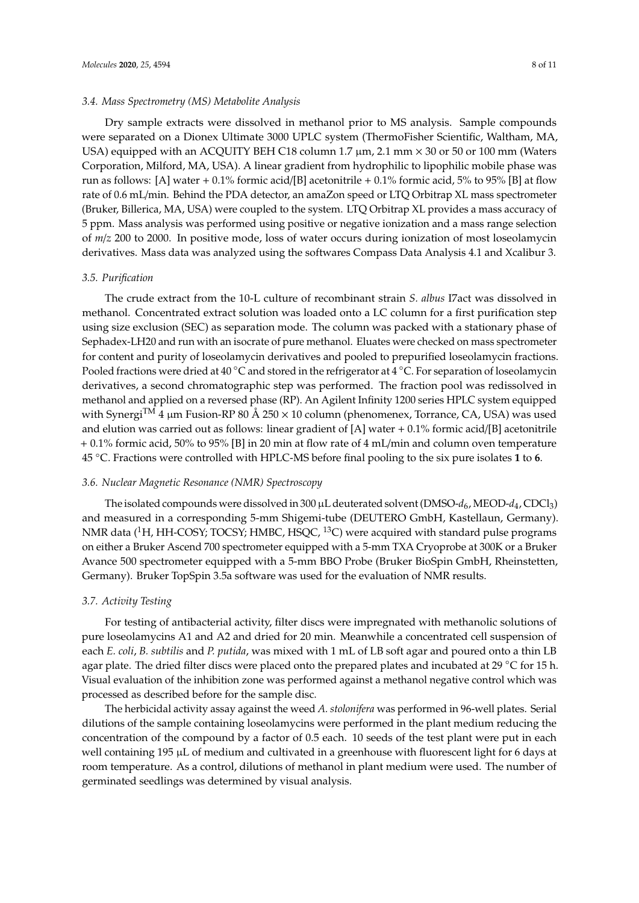### 3.4. Mass Spectrometry (MS) Metabolite Analysis

Dry sample extracts were dissolved in methanol prior to MS analysis. Sample compounds were separated on a Dionex Ultimate 3000 UPLC system (ThermoFisher Scientific, Waltham, MA, USA) equipped with an ACQUITY BEH C18 column 1.7 µm, 2.1 mm × 30 or 50 or 100 mm (Waters Corporation, Milford, MA, USA). A linear gradient from hydrophilic to lipophilic mobile phase was run as follows: [A] water + 0.1% formic acid/[B] acetonitrile + 0.1% formic acid, 5% to 95% [B] at flow rate of 0.6 mL/min. Behind the PDA detector, an amaZon speed or LTQ Orbitrap XL mass spectrometer (Bruker, Billerica, MA, USA) were coupled to the system. LTQ Orbitrap XL provides a mass accuracy of 5 ppm. Mass analysis was performed using positive or negative ionization and a mass range selection of *m*/*z* 200 to 2000. In positive mode, loss of water occurs during ionization of most loseolamycin derivatives. Mass data was analyzed using the softwares Compass Data Analysis 4.1 and Xcalibur 3.

### 3.5. Purification

The crude extract from the 10-L culture of recombinant strain *S. albus* I7act was dissolved in methanol. Concentrated extract solution was loaded onto a LC column for a first purification step using size exclusion (SEC) as separation mode. The column was packed with a stationary phase of Sephadex-LH20 and run with an isocrate of pure methanol. Eluates were checked on mass spectrometer for content and purity of loseolamycin derivatives and pooled to prepurified loseolamycin fractions. Pooled fractions were dried at 40 °C and stored in the refrigerator at 4 °C. For separation of loseolamycin derivatives, a second chromatographic step was performed. The fraction pool was redissolved in methanol and applied on a reversed phase (RP). An Agilent Infinity 1200 series HPLC system equipped with Synergi™ 4 µm Fusion-RP 80 Å 250 × 10 column (phenomenex, Torrance, CA, USA) was used and elution was carried out as follows: linear gradient of [A] water + 0.1% formic acid/[B] acetonitrile + 0.1% formic acid, 50% to 95% [B] in 20 min at flow rate of 4 mL/min and column oven temperature 45 °C. Fractions were controlled with HPLC-MS before final pooling to the six pure isolates **1** to **6**.

### 3.6. Nuclear Magnetic Resonance (NMR) Spectroscopy

The isolated compounds were dissolved in 300 µL deuterated solvent (DMSO-$d_6$, MEOD-$d_4$, $CDCl_3$) and measured in a corresponding 5-mm Shigemi-tube (DEUTERO GmbH, Kastellaun, Germany). NMR data ($^1$H, HH-COSY; TOCSY; HMBC, HSQC, $^{13}$C) were acquired with standard pulse programs on either a Bruker Ascend 700 spectrometer equipped with a 5-mm TXA Cryoprobe at 300K or a Bruker Avance 500 spectrometer equipped with a 5-mm BBO Probe (Bruker BioSpin GmbH, Rheinstetten, Germany). Bruker TopSpin 3.5a software was used for the evaluation of NMR results.

### 3.7. Activity Testing

For testing of antibacterial activity, filter discs were impregnated with methanolic solutions of pure loseolamycins A1 and A2 and dried for 20 min. Meanwhile a concentrated cell suspension of each *E. coli*, *B. subtilis* and *P. putida*, was mixed with 1 mL of LB soft agar and poured onto a thin LB agar plate. The dried filter discs were placed onto the prepared plates and incubated at 29 °C for 15 h. Visual evaluation of the inhibition zone was performed against a methanol negative control which was processed as described before for the sample disc.

The herbicidal activity assay against the weed *A. stolonifera* was performed in 96-well plates. Serial dilutions of the sample containing loseolamycins were performed in the plant medium reducing the concentration of the compound by a factor of 0.5 each. 10 seeds of the test plant were put in each well containing 195 µL of medium and cultivated in a greenhouse with fluorescent light for 6 days at room temperature. As a control, dilutions of methanol in plant medium were used. The number of germinated seedlings was determined by visual analysis.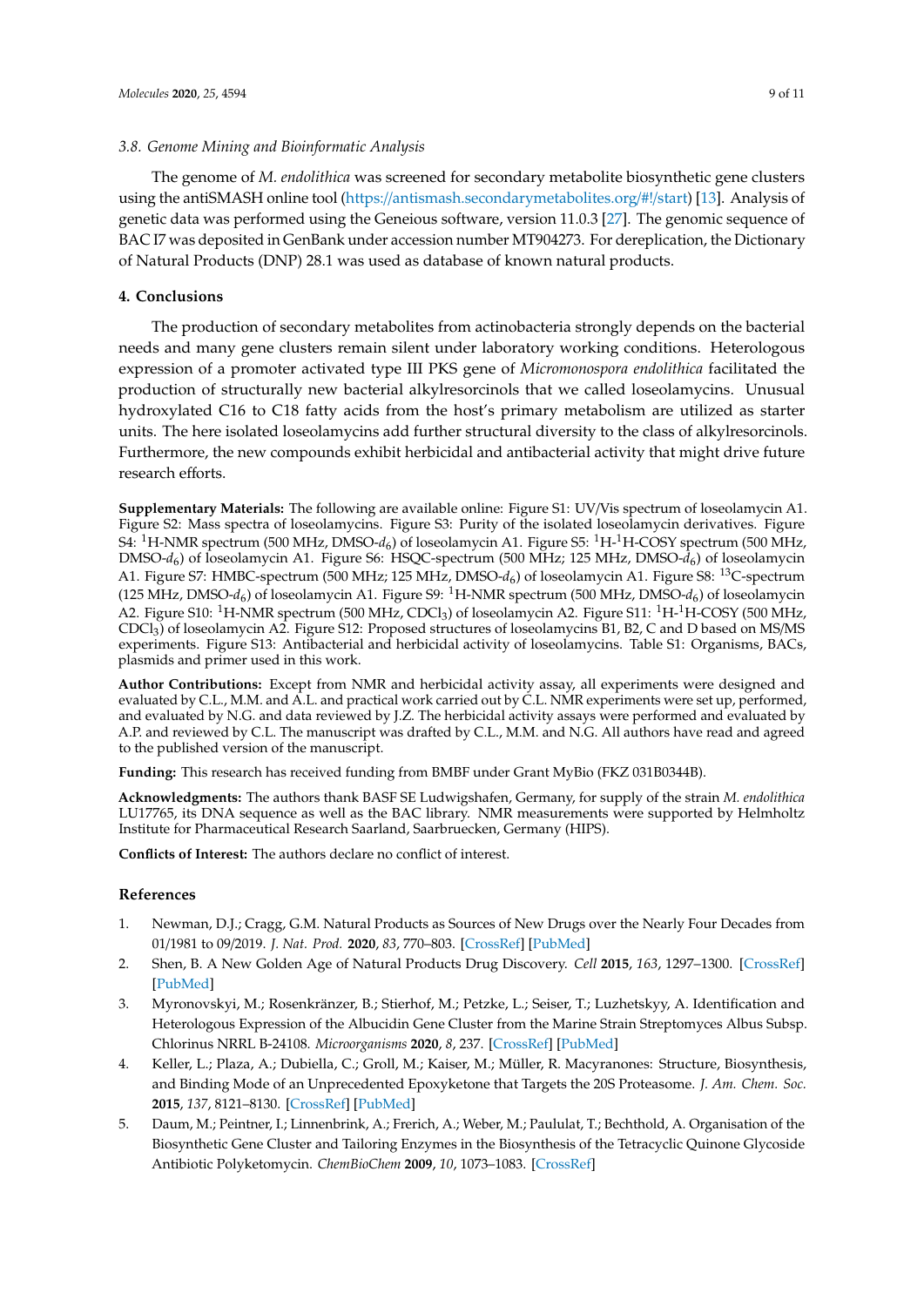### 3.8. Genome Mining and Bioinformatic Analysis

The genome of *M. endolithica* was screened for secondary metabolite biosynthetic gene clusters using the antiSMASH online tool (https://antismash.secondarymetabolites.org/#!/start) [13]. Analysis of genetic data was performed using the Geneious software, version 11.0.3 [27]. The genomic sequence of BAC I7 was deposited in GenBank under accession number MT904273. For dereplication, the Dictionary of Natural Products (DNP) 28.1 was used as database of known natural products.

## 4. Conclusions

The production of secondary metabolites from actinobacteria strongly depends on the bacterial needs and many gene clusters remain silent under laboratory working conditions. Heterologous expression of a promoter activated type III PKS gene of *Micromonospora endolithica* facilitated the production of structurally new bacterial alkylresorcinols that we called loseolamycins. Unusual hydroxylated C16 to C18 fatty acids from the host's primary metabolism are utilized as starter units. The here isolated loseolamycins add further structural diversity to the class of alkylresorcinols. Furthermore, the new compounds exhibit herbicidal and antibacterial activity that might drive future research efforts.

**Supplementary Materials:** The following are available online: Figure S1: UV/Vis spectrum of loseolamycin A1. Figure S2: Mass spectra of loseolamycins. Figure S3: Purity of the isolated loseolamycin derivatives. Figure S4: $^1$H-NMR spectrum (500 MHz, DMSO-$d_6$) of loseolamycin A1. Figure S5: $^1$H-$^1$H-COSY spectrum (500 MHz, DMSO-$d_6$) of loseolamycin A1. Figure S6: HSQC-spectrum (500 MHz; 125 MHz, DMSO-$d_6$) of loseolamycin A1. Figure S7: HMBC-spectrum (500 MHz; 125 MHz, DMSO-$d_6$) of loseolamycin A1. Figure S8: $^{13}$C-spectrum (125 MHz, DMSO-$d_6$) of loseolamycin A1. Figure S9: $^1$H-NMR spectrum (500 MHz, DMSO-$d_6$) of loseolamycin A2. Figure S10: $^1$H-NMR spectrum (500 MHz, $CDCl_3$) of loseolamycin A2. Figure S11: $^1$H-$^1$H-COSY (500 MHz, $CDCl_3$) of loseolamycin A2. Figure S12: Proposed structures of loseolamycins B1, B2, C and D based on MS/MS experiments. Figure S13: Antibacterial and herbicidal activity of loseolamycins. Table S1: Organisms, BACs, plasmids and primer used in this work.

**Author Contributions:** Except from NMR and herbicidal activity assay, all experiments were designed and evaluated by C.L., M.M. and A.L. and practical work carried out by C.L. NMR experiments were set up, performed, and evaluated by N.G. and data reviewed by J.Z. The herbicidal activity assays were performed and evaluated by A.P. and reviewed by C.L. The manuscript was drafted by C.L., M.M. and N.G. All authors have read and agreed to the published version of the manuscript.

**Funding:** This research has received funding from BMBF under Grant MyBio (FKZ 031B0344B).

**Acknowledgments:** The authors thank BASF SE Ludwigshafen, Germany, for supply of the strain *M. endolithica* LU17765, its DNA sequence as well as the BAC library. NMR measurements were supported by Helmholtz Institute for Pharmaceutical Research Saarland, Saarbruecken, Germany (HIPS).

**Conflicts of Interest:** The authors declare no conflict of interest.

## References

1. Newman, D.J.; Cragg, G.M. Natural Products as Sources of New Drugs over the Nearly Four Decades from 01/1981 to 09/2019. *J. Nat. Prod.* **2020**, *83*, 770–803. [CrossRef] [PubMed]
2. Shen, B. A New Golden Age of Natural Products Drug Discovery. *Cell* **2015**, *163*, 1297–1300. [CrossRef] [PubMed]
3. Myronovskyi, M.; Rosenkränzer, B.; Stierhof, M.; Petzke, L.; Seiser, T.; Luzhetskyy, A. Identification and Heterologous Expression of the Albucidin Gene Cluster from the Marine Strain Streptomyces Albus Subsp. Chlorinus NRRL B-24108. *Microorganisms* **2020**, *8*, 237. [CrossRef] [PubMed]
4. Keller, L.; Plaza, A.; Dubiella, C.; Groll, M.; Kaiser, M.; Müller, R. Macyranones: Structure, Biosynthesis, and Binding Mode of an Unprecedented Epoxyketone that Targets the 20S Proteasome. *J. Am. Chem. Soc.* **2015**, *137*, 8121–8130. [CrossRef] [PubMed]
5. Daum, M.; Peintner, I.; Linnenbrink, A.; Frerich, A.; Weber, M.; Paululat, T.; Bechthold, A. Organisation of the Biosynthetic Gene Cluster and Tailoring Enzymes in the Biosynthesis of the Tetracyclic Quinone Glycoside Antibiotic Polyketomycin. *ChemBioChem* **2009**, *10*, 1073–1083. [CrossRef]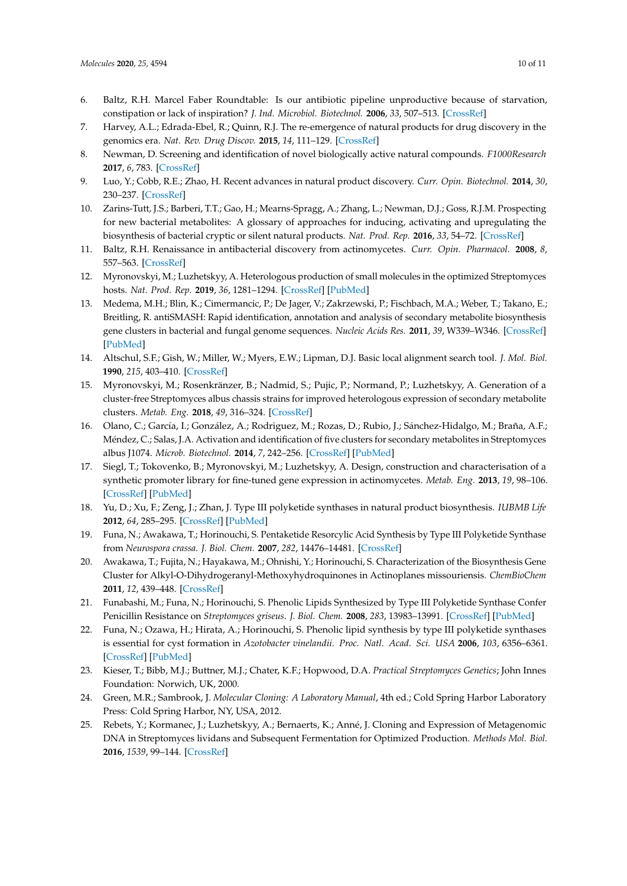6. Baltz, R.H. Marcel Faber Roundtable: Is our antibiotic pipeline unproductive because of starvation, constipation or lack of inspiration? *J. Ind. Microbiol. Biotechnol.* **2006**, *33*, 507–513. [CrossRef]
7. Harvey, A.L.; Edrada-Ebel, R.; Quinn, R.J. The re-emergence of natural products for drug discovery in the genomics era. *Nat. Rev. Drug Discov.* **2015**, *14*, 111–129. [CrossRef]
8. Newman, D. Screening and identification of novel biologically active natural compounds. *F1000Research* **2017**, *6*, 783. [CrossRef]
9. Luo, Y.; Cobb, R.E.; Zhao, H. Recent advances in natural product discovery. *Curr. Opin. Biotechnol.* **2014**, *30*, 230–237. [CrossRef]
10. Zarins-Tutt, J.S.; Barberi, T.T.; Gao, H.; Mearns-Spragg, A.; Zhang, L.; Newman, D.J.; Goss, R.J.M. Prospecting for new bacterial metabolites: A glossary of approaches for inducing, activating and upregulating the biosynthesis of bacterial cryptic or silent natural products. *Nat. Prod. Rep.* **2016**, *33*, 54–72. [CrossRef]
11. Baltz, R.H. Renaissance in antibacterial discovery from actinomycetes. *Curr. Opin. Pharmacol.* **2008**, *8*, 557–563. [CrossRef]
12. Myronovskyi, M.; Luzhetskyy, A. Heterologous production of small molecules in the optimized Streptomyces hosts. *Nat. Prod. Rep.* **2019**, *36*, 1281–1294. [CrossRef] [PubMed]
13. Medema, M.H.; Blin, K.; Cimermancic, P.; De Jager, V.; Zakrzewski, P.; Fischbach, M.A.; Weber, T.; Takano, E.; Breitling, R. antiSMASH: Rapid identification, annotation and analysis of secondary metabolite biosynthesis gene clusters in bacterial and fungal genome sequences. *Nucleic Acids Res.* **2011**, *39*, W339–W346. [CrossRef] [PubMed]
14. Altschul, S.F.; Gish, W.; Miller, W.; Myers, E.W.; Lipman, D.J. Basic local alignment search tool. *J. Mol. Biol.* **1990**, *215*, 403–410. [CrossRef]
15. Myronovskyi, M.; Rosenkränzer, B.; Nadmid, S.; Pujic, P.; Normand, P.; Luzhetskyy, A. Generation of a cluster-free Streptomyces albus chassis strains for improved heterologous expression of secondary metabolite clusters. *Metab. Eng.* **2018**, *49*, 316–324. [CrossRef]
16. Olano, C.; García, I.; González, A.; Rodriguez, M.; Rozas, D.; Rubio, J.; Sánchez-Hidalgo, M.; Braña, A.F.; Méndez, C.; Salas, J.A. Activation and identification of five clusters for secondary metabolites in Streptomyces albus J1074. *Microb. Biotechnol.* **2014**, *7*, 242–256. [CrossRef] [PubMed]
17. Siegl, T.; Tokovenko, B.; Myronovskyi, M.; Luzhetskyy, A. Design, construction and characterisation of a synthetic promoter library for fine-tuned gene expression in actinomycetes. *Metab. Eng.* **2013**, *19*, 98–106. [CrossRef] [PubMed]
18. Yu, D.; Xu, F.; Zeng, J.; Zhan, J. Type III polyketide synthases in natural product biosynthesis. *IUBMB Life* **2012**, *64*, 285–295. [CrossRef] [PubMed]
19. Funa, N.; Awakawa, T.; Horinouchi, S. Pentaketide Resorcylic Acid Synthesis by Type III Polyketide Synthase from *Neurospora crassa*. *J. Biol. Chem.* **2007**, *282*, 14476–14481. [CrossRef]
20. Awakawa, T.; Fujita, N.; Hayakawa, M.; Ohnishi, Y.; Horinouchi, S. Characterization of the Biosynthesis Gene Cluster for Alkyl-O-Dihydrogeranyl-Methoxyhydroquinones in Actinoplanes missouriensis. *ChemBioChem* **2011**, *12*, 439–448. [CrossRef]
21. Funabashi, M.; Funa, N.; Horinouchi, S. Phenolic Lipids Synthesized by Type III Polyketide Synthase Confer Penicillin Resistance on *Streptomyces griseus*. *J. Biol. Chem.* **2008**, *283*, 13983–13991. [CrossRef] [PubMed]
22. Funa, N.; Ozawa, H.; Hirata, A.; Horinouchi, S. Phenolic lipid synthesis by type III polyketide synthases is essential for cyst formation in *Azotobacter vinelandii*. *Proc. Natl. Acad. Sci. USA* **2006**, *103*, 6356–6361. [CrossRef] [PubMed]
23. Kieser, T.; Bibb, M.J.; Buttner, M.J.; Chater, K.F.; Hopwood, D.A. *Practical Streptomyces Genetics*; John Innes Foundation: Norwich, UK, 2000.
24. Green, M.R.; Sambrook, J. *Molecular Cloning: A Laboratory Manual*, 4th ed.; Cold Spring Harbor Laboratory Press: Cold Spring Harbor, NY, USA, 2012.
25. Rebets, Y.; Kormanec, J.; Luzhetskyy, A.; Bernaerts, K.; Anné, J. Cloning and Expression of Metagenomic DNA in Streptomyces lividans and Subsequent Fermentation for Optimized Production. *Methods Mol. Biol.* **2016**, *1539*, 99–144. [CrossRef]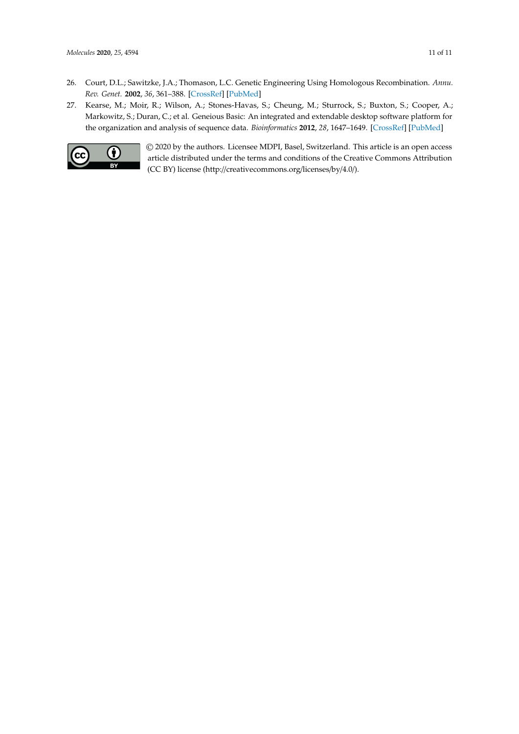26. Court, D.L.; Sawitzke, J.A.; Thomason, L.C. Genetic Engineering Using Homologous Recombination. *Annu. Rev. Genet.* **2002**, *36*, 361–388. [CrossRef] [PubMed]
27. Kearse, M.; Moir, R.; Wilson, A.; Stones-Havas, S.; Cheung, M.; Sturrock, S.; Buxton, S.; Cooper, A.; Markowitz, S.; Duran, C.; et al. Geneious Basic: An integrated and extendable desktop software platform for the organization and analysis of sequence data. *Bioinformatics* **2012**, *28*, 1647–1649. [CrossRef] [PubMed]

© 2020 by the authors. Licensee MDPI, Basel, Switzerland. This article is an open access article distributed under the terms and conditions of the Creative Commons Attribution (CC BY) license (http://creativecommons.org/licenses/by/4.0/).